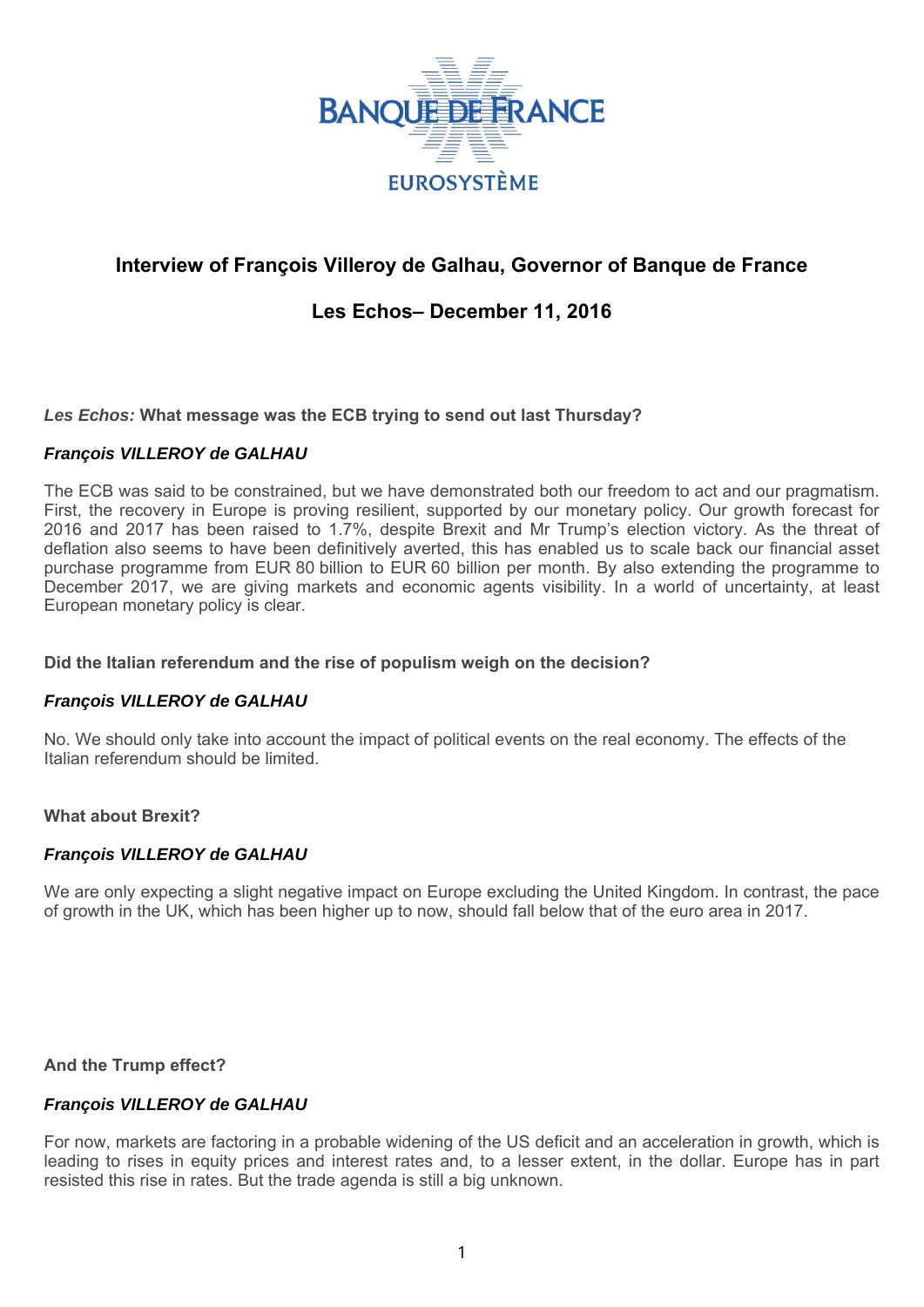BANQUE DE FRANCE

EUROSYSTÈME

# Interview of François Villeroy de Galhau, Governor of Banque de France

## Les Echos– December 11, 2016

***Les Echos:* What message was the ECB trying to send out last Thursday?**

***François VILLEROY de GALHAU***

The ECB was said to be constrained, but we have demonstrated both our freedom to act and our pragmatism. First, the recovery in Europe is proving resilient, supported by our monetary policy. Our growth forecast for 2016 and 2017 has been raised to 1.7%, despite Brexit and Mr Trump's election victory. As the threat of deflation also seems to have been definitively averted, this has enabled us to scale back our financial asset purchase programme from EUR 80 billion to EUR 60 billion per month. By also extending the programme to December 2017, we are giving markets and economic agents visibility. In a world of uncertainty, at least European monetary policy is clear.

**Did the Italian referendum and the rise of populism weigh on the decision?**

***François VILLEROY de GALHAU***

No. We should only take into account the impact of political events on the real economy. The effects of the Italian referendum should be limited.

**What about Brexit?**

***François VILLEROY de GALHAU***

We are only expecting a slight negative impact on Europe excluding the United Kingdom. In contrast, the pace of growth in the UK, which has been higher up to now, should fall below that of the euro area in 2017.

**And the Trump effect?**

***François VILLEROY de GALHAU***

For now, markets are factoring in a probable widening of the US deficit and an acceleration in growth, which is leading to rises in equity prices and interest rates and, to a lesser extent, in the dollar. Europe has in part resisted this rise in rates. But the trade agenda is still a big unknown.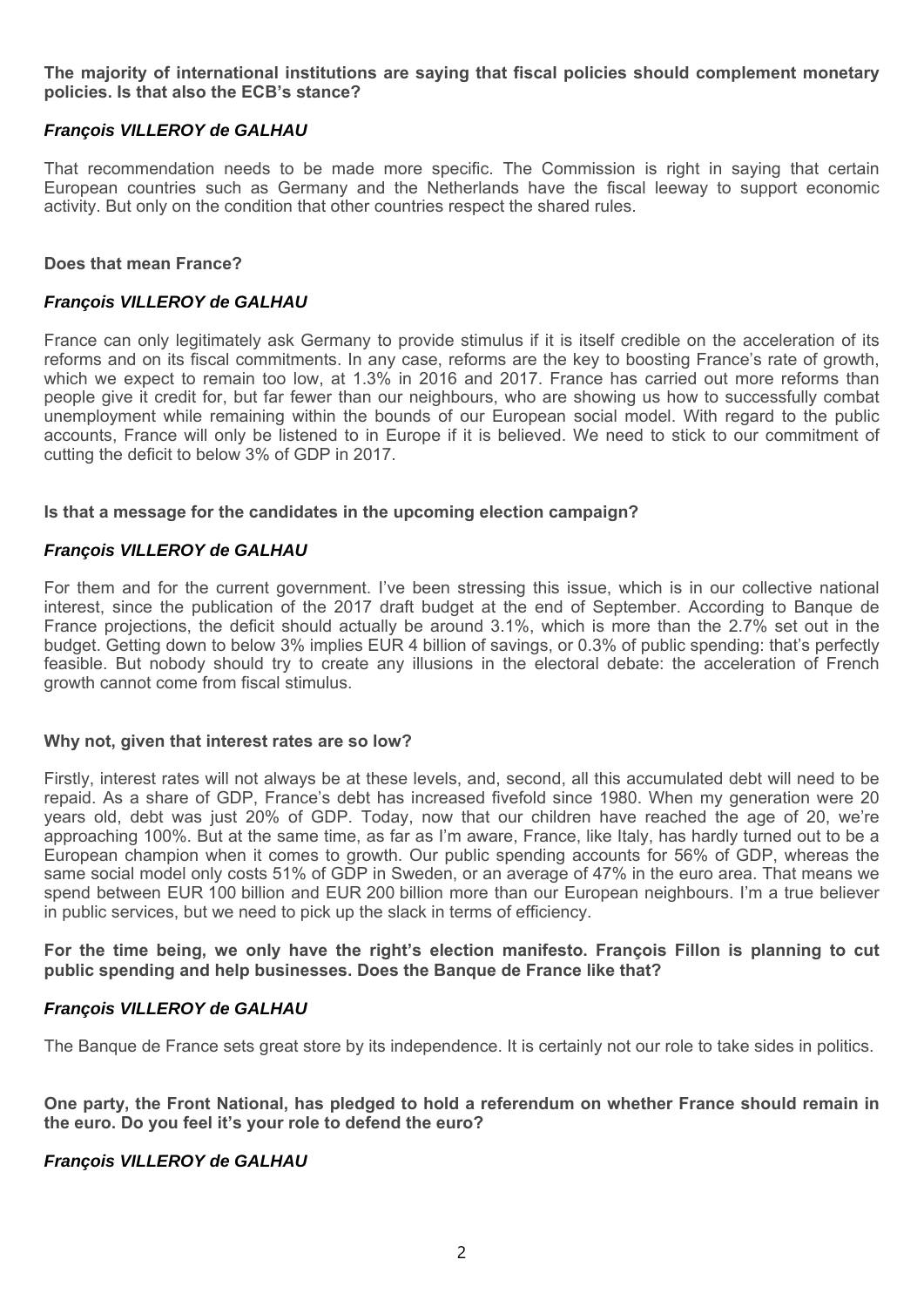**The majority of international institutions are saying that fiscal policies should complement monetary policies. Is that also the ECB's stance?**

***François VILLEROY de GALHAU***

That recommendation needs to be made more specific. The Commission is right in saying that certain European countries such as Germany and the Netherlands have the fiscal leeway to support economic activity. But only on the condition that other countries respect the shared rules.

**Does that mean France?**

***François VILLEROY de GALHAU***

France can only legitimately ask Germany to provide stimulus if it is itself credible on the acceleration of its reforms and on its fiscal commitments. In any case, reforms are the key to boosting France's rate of growth, which we expect to remain too low, at 1.3% in 2016 and 2017. France has carried out more reforms than people give it credit for, but far fewer than our neighbours, who are showing us how to successfully combat unemployment while remaining within the bounds of our European social model. With regard to the public accounts, France will only be listened to in Europe if it is believed. We need to stick to our commitment of cutting the deficit to below 3% of GDP in 2017.

**Is that a message for the candidates in the upcoming election campaign?**

***François VILLEROY de GALHAU***

For them and for the current government. I've been stressing this issue, which is in our collective national interest, since the publication of the 2017 draft budget at the end of September. According to Banque de France projections, the deficit should actually be around 3.1%, which is more than the 2.7% set out in the budget. Getting down to below 3% implies EUR 4 billion of savings, or 0.3% of public spending: that's perfectly feasible. But nobody should try to create any illusions in the electoral debate: the acceleration of French growth cannot come from fiscal stimulus.

**Why not, given that interest rates are so low?**

Firstly, interest rates will not always be at these levels, and, second, all this accumulated debt will need to be repaid. As a share of GDP, France's debt has increased fivefold since 1980. When my generation were 20 years old, debt was just 20% of GDP. Today, now that our children have reached the age of 20, we're approaching 100%. But at the same time, as far as I'm aware, France, like Italy, has hardly turned out to be a European champion when it comes to growth. Our public spending accounts for 56% of GDP, whereas the same social model only costs 51% of GDP in Sweden, or an average of 47% in the euro area. That means we spend between EUR 100 billion and EUR 200 billion more than our European neighbours. I'm a true believer in public services, but we need to pick up the slack in terms of efficiency.

**For the time being, we only have the right's election manifesto. François Fillon is planning to cut public spending and help businesses. Does the Banque de France like that?**

***François VILLEROY de GALHAU***

The Banque de France sets great store by its independence. It is certainly not our role to take sides in politics.

**One party, the Front National, has pledged to hold a referendum on whether France should remain in the euro. Do you feel it's your role to defend the euro?**

***François VILLEROY de GALHAU***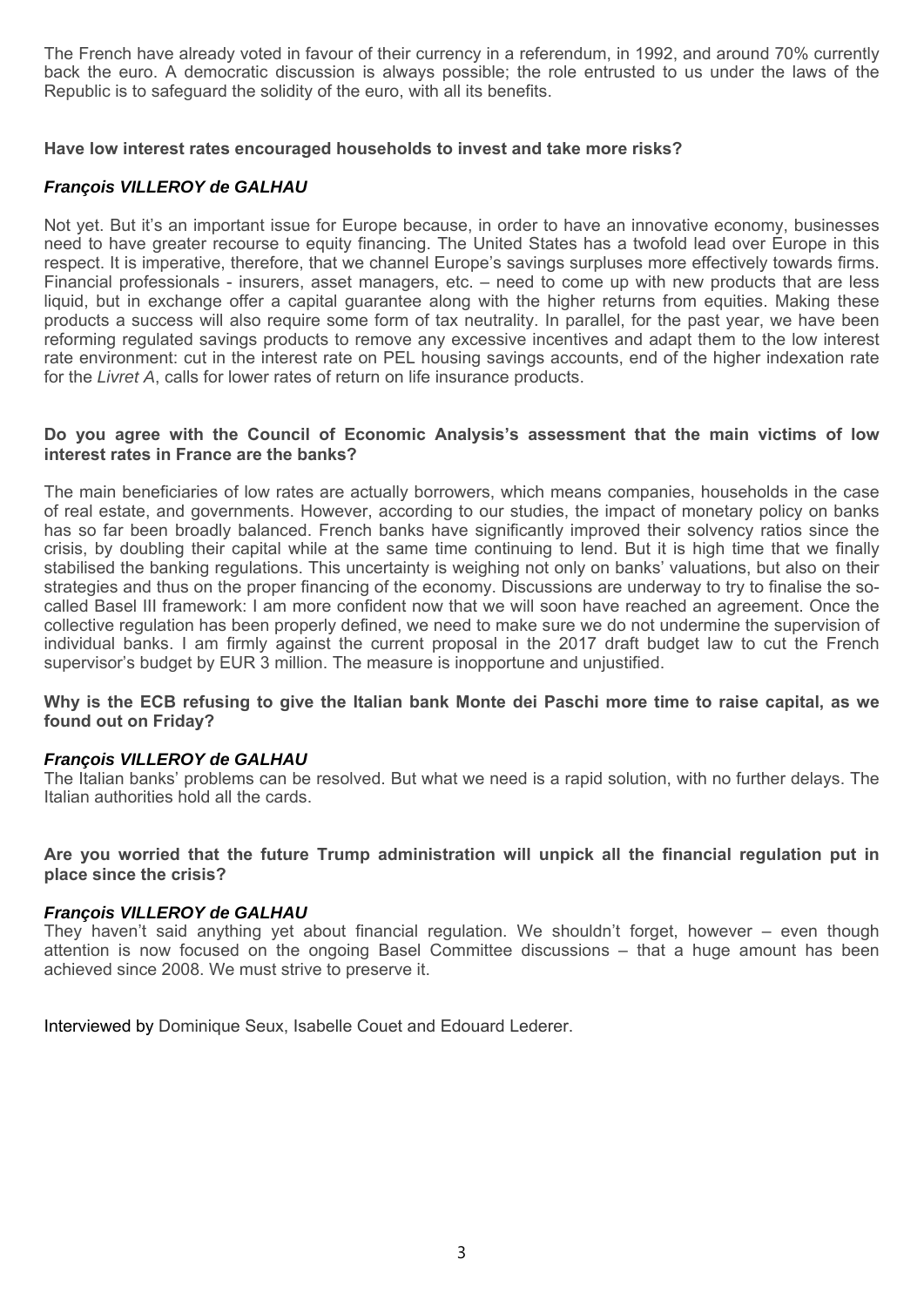The French have already voted in favour of their currency in a referendum, in 1992, and around 70% currently back the euro. A democratic discussion is always possible; the role entrusted to us under the laws of the Republic is to safeguard the solidity of the euro, with all its benefits.

**Have low interest rates encouraged households to invest and take more risks?**

***François VILLEROY de GALHAU***

Not yet. But it's an important issue for Europe because, in order to have an innovative economy, businesses need to have greater recourse to equity financing. The United States has a twofold lead over Europe in this respect. It is imperative, therefore, that we channel Europe's savings surpluses more effectively towards firms. Financial professionals - insurers, asset managers, etc. – need to come up with new products that are less liquid, but in exchange offer a capital guarantee along with the higher returns from equities. Making these products a success will also require some form of tax neutrality. In parallel, for the past year, we have been reforming regulated savings products to remove any excessive incentives and adapt them to the low interest rate environment: cut in the interest rate on PEL housing savings accounts, end of the higher indexation rate for the *Livret A*, calls for lower rates of return on life insurance products.

**Do you agree with the Council of Economic Analysis's assessment that the main victims of low interest rates in France are the banks?**

The main beneficiaries of low rates are actually borrowers, which means companies, households in the case of real estate, and governments. However, according to our studies, the impact of monetary policy on banks has so far been broadly balanced. French banks have significantly improved their solvency ratios since the crisis, by doubling their capital while at the same time continuing to lend. But it is high time that we finally stabilised the banking regulations. This uncertainty is weighing not only on banks' valuations, but also on their strategies and thus on the proper financing of the economy. Discussions are underway to try to finalise the so-called Basel III framework: I am more confident now that we will soon have reached an agreement. Once the collective regulation has been properly defined, we need to make sure we do not undermine the supervision of individual banks. I am firmly against the current proposal in the 2017 draft budget law to cut the French supervisor's budget by EUR 3 million. The measure is inopportune and unjustified.

**Why is the ECB refusing to give the Italian bank Monte dei Paschi more time to raise capital, as we found out on Friday?**

***François VILLEROY de GALHAU***

The Italian banks' problems can be resolved. But what we need is a rapid solution, with no further delays. The Italian authorities hold all the cards.

**Are you worried that the future Trump administration will unpick all the financial regulation put in place since the crisis?**

***François VILLEROY de GALHAU***

They haven't said anything yet about financial regulation. We shouldn't forget, however – even though attention is now focused on the ongoing Basel Committee discussions – that a huge amount has been achieved since 2008. We must strive to preserve it.

Interviewed by Dominique Seux, Isabelle Couet and Edouard Lederer.